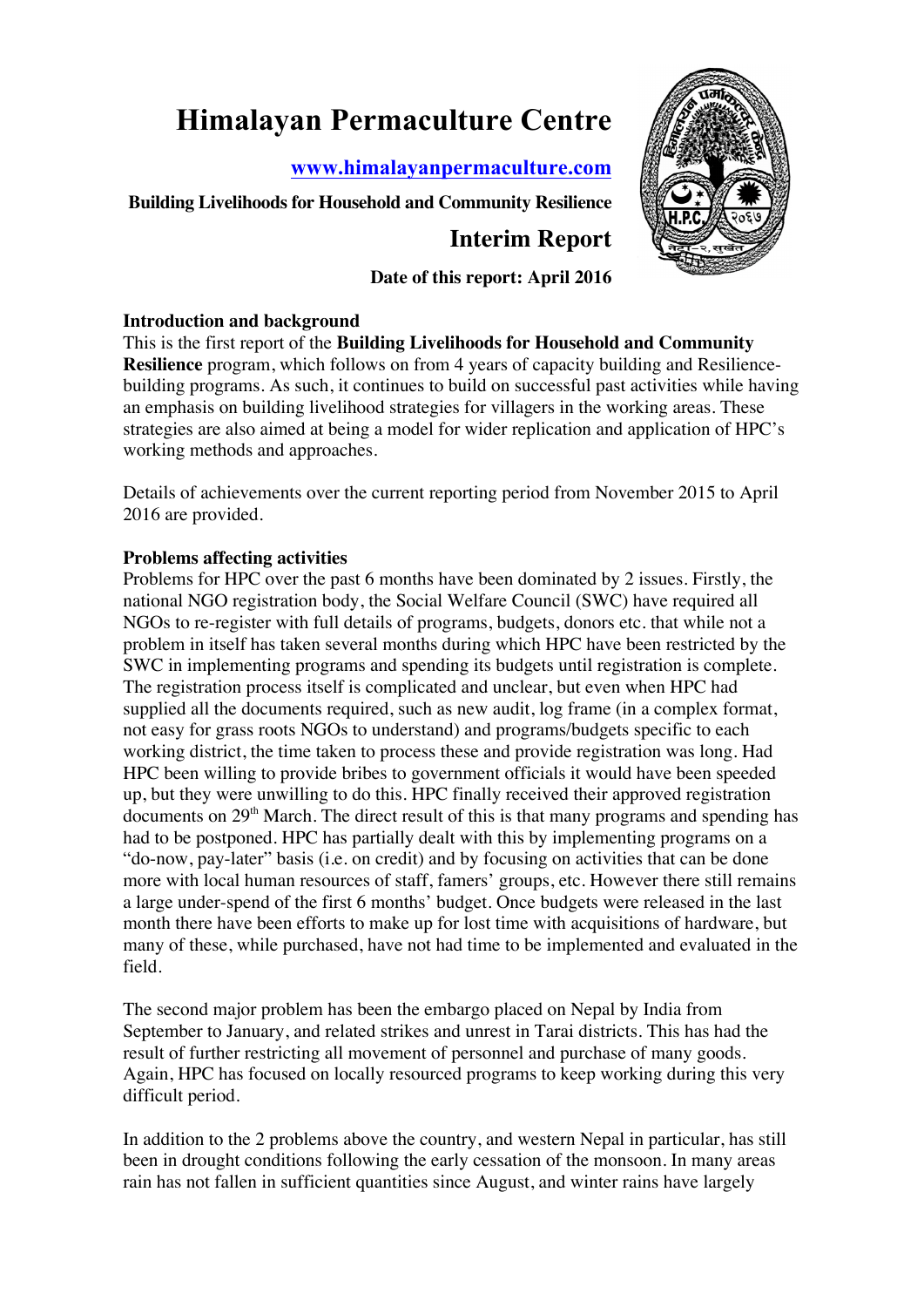# Himalayan Permaculture Centre

**www.himalayanpermaculture.com**

**Building Livelihoods for Household and Community Resilience**

## Interim Report

**Date of this report: April 2016**

**Introduction and background**

This is the first report of the **Building Livelihoods for Household and Community Resilience** program, which follows on from 4 years of capacity building and Resilience-building programs. As such, it continues to build on successful past activities while having an emphasis on building livelihood strategies for villagers in the working areas. These strategies are also aimed at being a model for wider replication and application of HPC's working methods and approaches.

Details of achievements over the current reporting period from November 2015 to April 2016 are provided.

**Problems affecting activities**

Problems for HPC over the past 6 months have been dominated by 2 issues. Firstly, the national NGO registration body, the Social Welfare Council (SWC) have required all NGOs to re-register with full details of programs, budgets, donors etc. that while not a problem in itself has taken several months during which HPC have been restricted by the SWC in implementing programs and spending its budgets until registration is complete. The registration process itself is complicated and unclear, but even when HPC had supplied all the documents required, such as new audit, log frame (in a complex format, not easy for grass roots NGOs to understand) and programs/budgets specific to each working district, the time taken to process these and provide registration was long. Had HPC been willing to provide bribes to government officials it would have been speeded up, but they were unwilling to do this. HPC finally received their approved registration documents on 29th March. The direct result of this is that many programs and spending has had to be postponed. HPC has partially dealt with this by implementing programs on a "do-now, pay-later" basis (i.e. on credit) and by focusing on activities that can be done more with local human resources of staff, famers' groups, etc. However there still remains a large under-spend of the first 6 months' budget. Once budgets were released in the last month there have been efforts to make up for lost time with acquisitions of hardware, but many of these, while purchased, have not had time to be implemented and evaluated in the field.

The second major problem has been the embargo placed on Nepal by India from September to January, and related strikes and unrest in Tarai districts. This has had the result of further restricting all movement of personnel and purchase of many goods. Again, HPC has focused on locally resourced programs to keep working during this very difficult period.

In addition to the 2 problems above the country, and western Nepal in particular, has still been in drought conditions following the early cessation of the monsoon. In many areas rain has not fallen in sufficient quantities since August, and winter rains have largely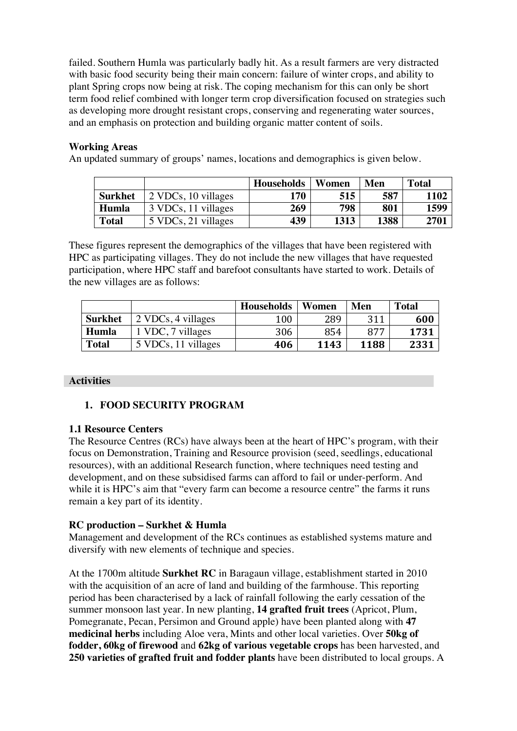failed. Southern Humla was particularly badly hit. As a result farmers are very distracted with basic food security being their main concern: failure of winter crops, and ability to plant Spring crops now being at risk. The coping mechanism for this can only be short term food relief combined with longer term crop diversification focused on strategies such as developing more drought resistant crops, conserving and regenerating water sources, and an emphasis on protection and building organic matter content of soils.

**Working Areas**

An updated summary of groups' names, locations and demographics is given below.

| | | Households | Women | Men | Total |
|---|---|---|---|---|---|
| **Surkhet** | 2 VDCs, 10 villages | **170** | **515** | **587** | **1102** |
| **Humla** | 3 VDCs, 11 villages | **269** | **798** | **801** | **1599** |
| **Total** | 5 VDCs, 21 villages | **439** | **1313** | **1388** | **2701** |

These figures represent the demographics of the villages that have been registered with HPC as participating villages. They do not include the new villages that have requested participation, where HPC staff and barefoot consultants have started to work. Details of the new villages are as follows:

| | | Households | Women | Men | Total |
|---|---|---|---|---|---|
| **Surkhet** | 2 VDCs, 4 villages | 100 | 289 | 311 | **600** |
| **Humla** | 1 VDC, 7 villages | 306 | 854 | 877 | **1731** |
| **Total** | 5 VDCs, 11 villages | **406** | **1143** | **1188** | **2331** |

## Activities

### 1. FOOD SECURITY PROGRAM

**1.1 Resource Centers**

The Resource Centres (RCs) have always been at the heart of HPC's program, with their focus on Demonstration, Training and Resource provision (seed, seedlings, educational resources), with an additional Research function, where techniques need testing and development, and on these subsidised farms can afford to fail or under-perform. And while it is HPC's aim that "every farm can become a resource centre" the farms it runs remain a key part of its identity.

**RC production – Surkhet & Humla**

Management and development of the RCs continues as established systems mature and diversify with new elements of technique and species.

At the 1700m altitude **Surkhet RC** in Baragaun village, establishment started in 2010 with the acquisition of an acre of land and building of the farmhouse. This reporting period has been characterised by a lack of rainfall following the early cessation of the summer monsoon last year. In new planting, **14 grafted fruit trees** (Apricot, Plum, Pomegranate, Pecan, Persimon and Ground apple) have been planted along with **47 medicinal herbs** including Aloe vera, Mints and other local varieties. Over **50kg of fodder, 60kg of firewood** and **62kg of various vegetable crops** has been harvested, and **250 varieties of grafted fruit and fodder plants** have been distributed to local groups. A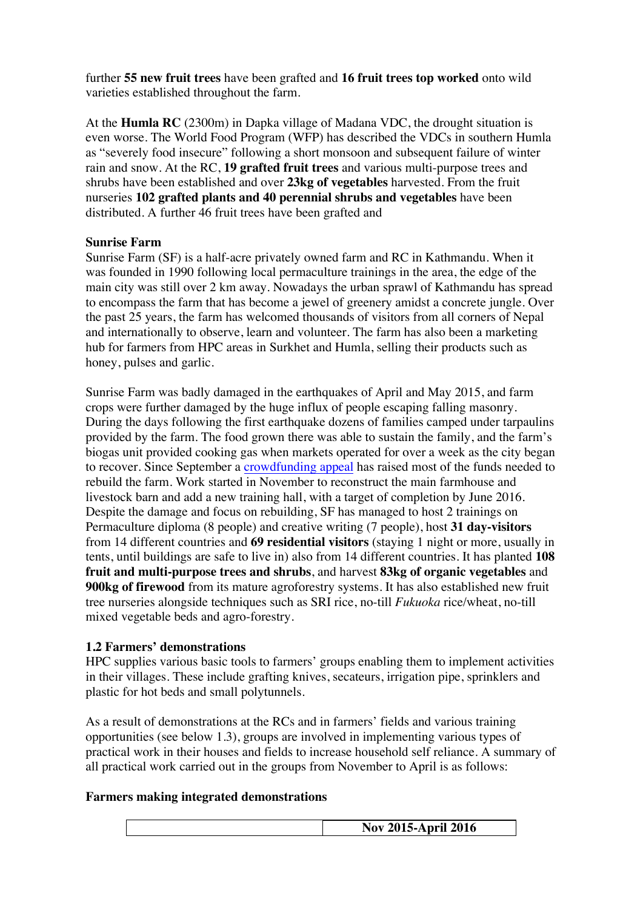further **55 new fruit trees** have been grafted and **16 fruit trees top worked** onto wild varieties established throughout the farm.

At the **Humla RC** (2300m) in Dapka village of Madana VDC, the drought situation is even worse. The World Food Program (WFP) has described the VDCs in southern Humla as "severely food insecure" following a short monsoon and subsequent failure of winter rain and snow. At the RC, **19 grafted fruit trees** and various multi-purpose trees and shrubs have been established and over **23kg of vegetables** harvested. From the fruit nurseries **102 grafted plants and 40 perennial shrubs and vegetables** have been distributed. A further 46 fruit trees have been grafted and

**Sunrise Farm**

Sunrise Farm (SF) is a half-acre privately owned farm and RC in Kathmandu. When it was founded in 1990 following local permaculture trainings in the area, the edge of the main city was still over 2 km away. Nowadays the urban sprawl of Kathmandu has spread to encompass the farm that has become a jewel of greenery amidst a concrete jungle. Over the past 25 years, the farm has welcomed thousands of visitors from all corners of Nepal and internationally to observe, learn and volunteer. The farm has also been a marketing hub for farmers from HPC areas in Surkhet and Humla, selling their products such as honey, pulses and garlic.

Sunrise Farm was badly damaged in the earthquakes of April and May 2015, and farm crops were further damaged by the huge influx of people escaping falling masonry. During the days following the first earthquake dozens of families camped under tarpaulins provided by the farm. The food grown there was able to sustain the family, and the farm's biogas unit provided cooking gas when markets operated for over a week as the city began to recover. Since September a crowdfunding appeal has raised most of the funds needed to rebuild the farm. Work started in November to reconstruct the main farmhouse and livestock barn and add a new training hall, with a target of completion by June 2016. Despite the damage and focus on rebuilding, SF has managed to host 2 trainings on Permaculture diploma (8 people) and creative writing (7 people), host **31 day-visitors** from 14 different countries and **69 residential visitors** (staying 1 night or more, usually in tents, until buildings are safe to live in) also from 14 different countries. It has planted **108 fruit and multi-purpose trees and shrubs**, and harvest **83kg of organic vegetables** and **900kg of firewood** from its mature agroforestry systems. It has also established new fruit tree nurseries alongside techniques such as SRI rice, no-till *Fukuoka* rice/wheat, no-till mixed vegetable beds and agro-forestry.

### 1.2 Farmers' demonstrations

HPC supplies various basic tools to farmers' groups enabling them to implement activities in their villages. These include grafting knives, secateurs, irrigation pipe, sprinklers and plastic for hot beds and small polytunnels.

As a result of demonstrations at the RCs and in farmers' fields and various training opportunities (see below 1.3), groups are involved in implementing various types of practical work in their houses and fields to increase household self reliance. A summary of all practical work carried out in the groups from November to April is as follows:

**Farmers making integrated demonstrations**

| | Nov 2015-April 2016 |
|---|---|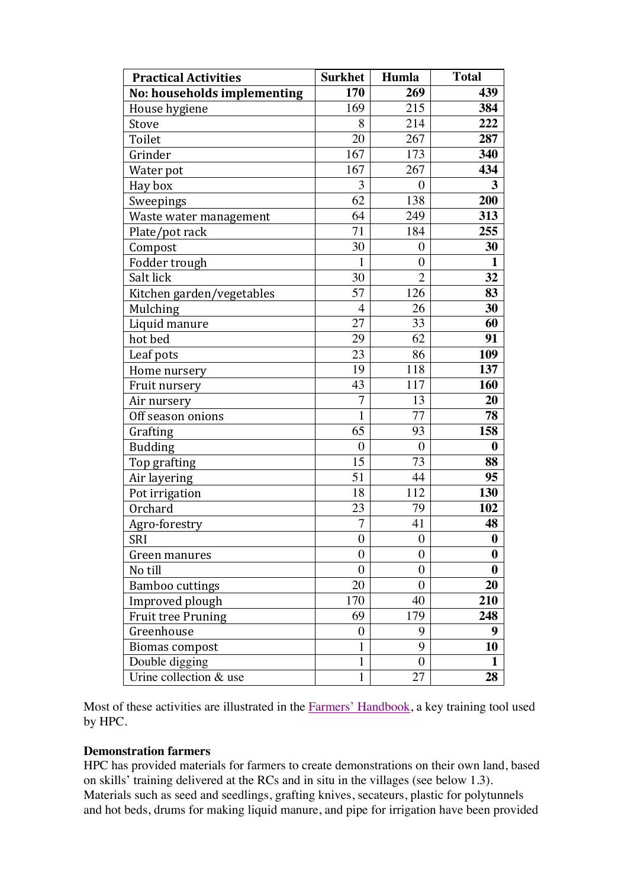| Practical Activities | Surkhet | Humla | Total |
|---|---|---|---|
| **No: households implementing** | **170** | **269** | **439** |
| House hygiene | 169 | 215 | **384** |
| Stove | 8 | 214 | **222** |
| Toilet | 20 | 267 | **287** |
| Grinder | 167 | 173 | **340** |
| Water pot | 167 | 267 | **434** |
| Hay box | 3 | 0 | **3** |
| Sweepings | 62 | 138 | **200** |
| Waste water management | 64 | 249 | **313** |
| Plate/pot rack | 71 | 184 | **255** |
| Compost | 30 | 0 | **30** |
| Fodder trough | 1 | 0 | **1** |
| Salt lick | 30 | 2 | **32** |
| Kitchen garden/vegetables | 57 | 126 | **83** |
| Mulching | 4 | 26 | **30** |
| Liquid manure | 27 | 33 | **60** |
| hot bed | 29 | 62 | **91** |
| Leaf pots | 23 | 86 | **109** |
| Home nursery | 19 | 118 | **137** |
| Fruit nursery | 43 | 117 | **160** |
| Air nursery | 7 | 13 | **20** |
| Off season onions | 1 | 77 | **78** |
| Grafting | 65 | 93 | **158** |
| Budding | 0 | 0 | **0** |
| Top grafting | 15 | 73 | **88** |
| Air layering | 51 | 44 | **95** |
| Pot irrigation | 18 | 112 | **130** |
| Orchard | 23 | 79 | **102** |
| Agro-forestry | 7 | 41 | **48** |
| SRI | 0 | 0 | **0** |
| Green manures | 0 | 0 | **0** |
| No till | 0 | 0 | **0** |
| Bamboo cuttings | 20 | 0 | **20** |
| Improved plough | 170 | 40 | **210** |
| Fruit tree Pruning | 69 | 179 | **248** |
| Greenhouse | 0 | 9 | **9** |
| Biomas compost | 1 | 9 | **10** |
| Double digging | 1 | 0 | **1** |
| Urine collection & use | 1 | 27 | **28** |

Most of these activities are illustrated in the Farmers' Handbook, a key training tool used by HPC.

**Demonstration farmers**

HPC has provided materials for farmers to create demonstrations on their own land, based on skills' training delivered at the RCs and in situ in the villages (see below 1.3). Materials such as seed and seedlings, grafting knives, secateurs, plastic for polytunnels and hot beds, drums for making liquid manure, and pipe for irrigation have been provided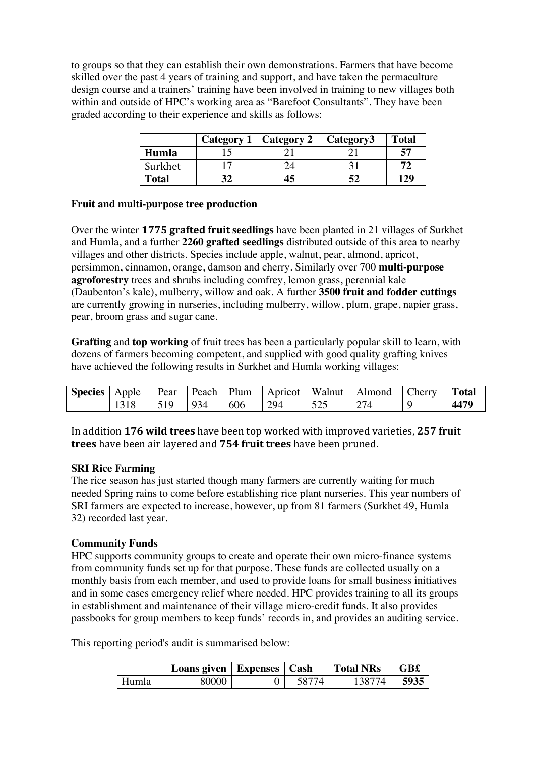to groups so that they can establish their own demonstrations. Farmers that have become skilled over the past 4 years of training and support, and have taken the permaculture design course and a trainers' training have been involved in training to new villages both within and outside of HPC's working area as "Barefoot Consultants". They have been graded according to their experience and skills as follows:

| | **Category 1** | **Category 2** | **Category3** | **Total** |
|---|---|---|---|---|
| **Humla** | 15 | 21 | 21 | **57** |
| Surkhet | 17 | 24 | 31 | **72** |
| **Total** | **32** | **45** | **52** | **129** |

**Fruit and multi-purpose tree production**

Over the winter **1775 grafted fruit seedlings** have been planted in 21 villages of Surkhet and Humla, and a further **2260 grafted seedlings** distributed outside of this area to nearby villages and other districts. Species include apple, walnut, pear, almond, apricot, persimmon, cinnamon, orange, damson and cherry. Similarly over 700 **multi-purpose agroforestry** trees and shrubs including comfrey, lemon grass, perennial kale (Daubenton's kale), mulberry, willow and oak. A further **3500 fruit and fodder cuttings** are currently growing in nurseries, including mulberry, willow, plum, grape, napier grass, pear, broom grass and sugar cane.

**Grafting** and **top working** of fruit trees has been a particularly popular skill to learn, with dozens of farmers becoming competent, and supplied with good quality grafting knives have achieved the following results in Surkhet and Humla working villages:

| **Species** | Apple | Pear | Peach | Plum | Apricot | Walnut | Almond | Cherry | **Total** |
|---|---|---|---|---|---|---|---|---|---|
| | 1318 | 519 | 934 | 606 | 294 | 525 | 274 | 9 | **4479** |

In addition **176 wild trees** have been top worked with improved varieties, **257 fruit trees** have been air layered and **754 fruit trees** have been pruned.

**SRI Rice Farming**

The rice season has just started though many farmers are currently waiting for much needed Spring rains to come before establishing rice plant nurseries. This year numbers of SRI farmers are expected to increase, however, up from 81 farmers (Surkhet 49, Humla 32) recorded last year.

**Community Funds**

HPC supports community groups to create and operate their own micro-finance systems from community funds set up for that purpose. These funds are collected usually on a monthly basis from each member, and used to provide loans for small business initiatives and in some cases emergency relief where needed. HPC provides training to all its groups in establishment and maintenance of their village micro-credit funds. It also provides passbooks for group members to keep funds' records in, and provides an auditing service.

This reporting period's audit is summarised below:

| | **Loans given** | **Expenses** | **Cash** | **Total NRs** | **GB£** |
|---|---|---|---|---|---|
| Humla | 80000 | 0 | 58774 | 138774 | **5935** |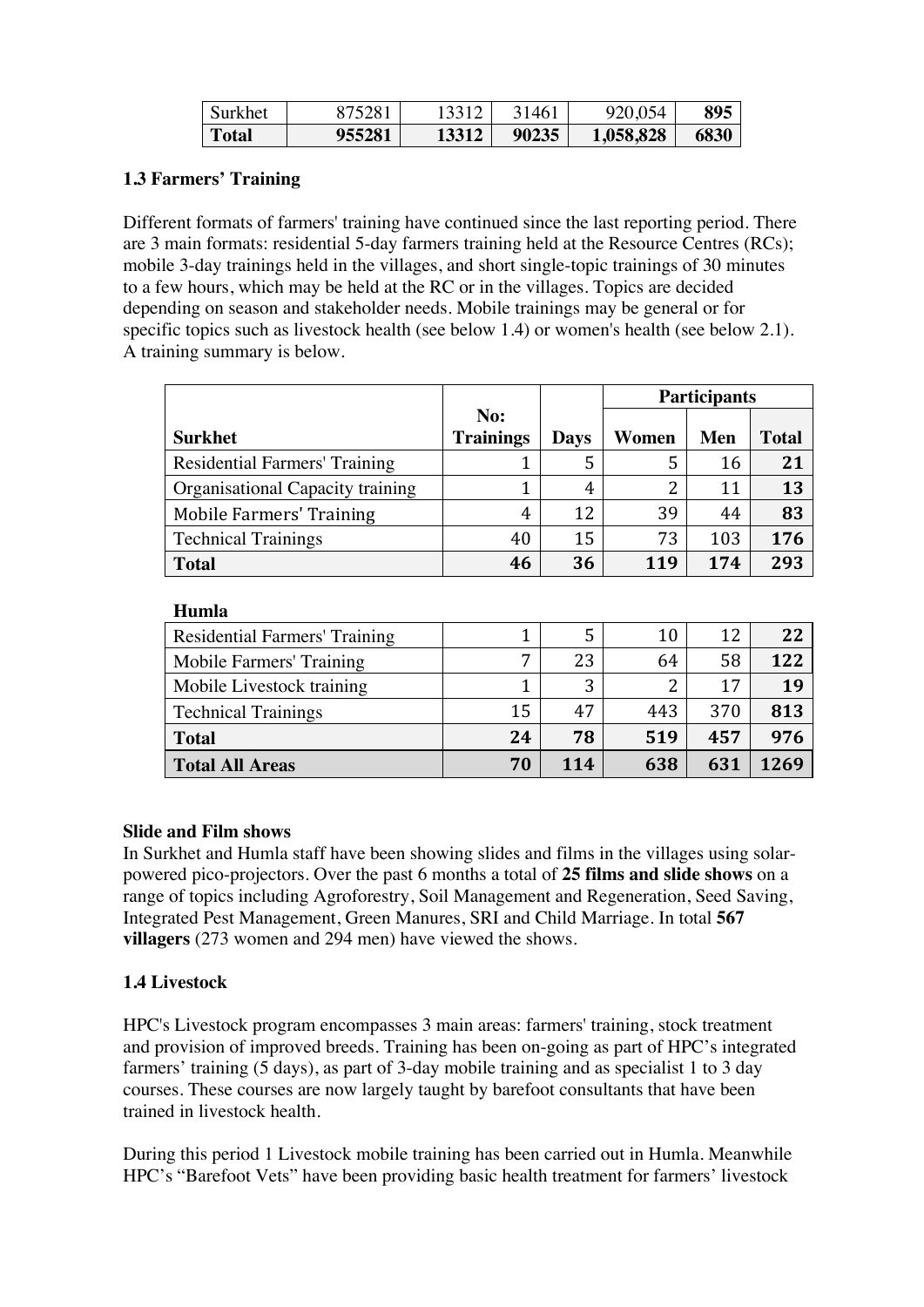| Surkhet | 875281 | 13312 | 31461 | 920,054 | **895** |
|---|---|---|---|---|---|
| **Total** | **955281** | **13312** | **90235** | **1,058,828** | **6830** |

### 1.3 Farmers' Training

Different formats of farmers' training have continued since the last reporting period. There are 3 main formats: residential 5-day farmers training held at the Resource Centres (RCs); mobile 3-day trainings held in the villages, and short single-topic trainings of 30 minutes to a few hours, which may be held at the RC or in the villages. Topics are decided depending on season and stakeholder needs. Mobile trainings may be general or for specific topics such as livestock health (see below 1.4) or women's health (see below 2.1). A training summary is below.

| | | | Participants | | |
|---|---|---|---|---|---|
| **Surkhet** | **No: Trainings** | **Days** | **Women** | **Men** | **Total** |
| Residential Farmers' Training | 1 | 5 | 5 | 16 | **21** |
| Organisational Capacity training | 1 | 4 | 2 | 11 | **13** |
| Mobile Farmers' Training | 4 | 12 | 39 | 44 | **83** |
| Technical Trainings | 40 | 15 | 73 | 103 | **176** |
| **Total** | **46** | **36** | **119** | **174** | **293** |
| **Humla** | | | | | |
| Residential Farmers' Training | 1 | 5 | 10 | 12 | **22** |
| Mobile Farmers' Training | 7 | 23 | 64 | 58 | **122** |
| Mobile Livestock training | 1 | 3 | 2 | 17 | **19** |
| Technical Trainings | 15 | 47 | 443 | 370 | **813** |
| **Total** | **24** | **78** | **519** | **457** | **976** |
| **Total All Areas** | **70** | **114** | **638** | **631** | **1269** |

**Slide and Film shows**

In Surkhet and Humla staff have been showing slides and films in the villages using solar-powered pico-projectors. Over the past 6 months a total of **25 films and slide shows** on a range of topics including Agroforestry, Soil Management and Regeneration, Seed Saving, Integrated Pest Management, Green Manures, SRI and Child Marriage. In total **567 villagers** (273 women and 294 men) have viewed the shows.

### 1.4 Livestock

HPC's Livestock program encompasses 3 main areas: farmers' training, stock treatment and provision of improved breeds. Training has been on-going as part of HPC's integrated farmers' training (5 days), as part of 3-day mobile training and as specialist 1 to 3 day courses. These courses are now largely taught by barefoot consultants that have been trained in livestock health.

During this period 1 Livestock mobile training has been carried out in Humla. Meanwhile HPC's "Barefoot Vets" have been providing basic health treatment for farmers' livestock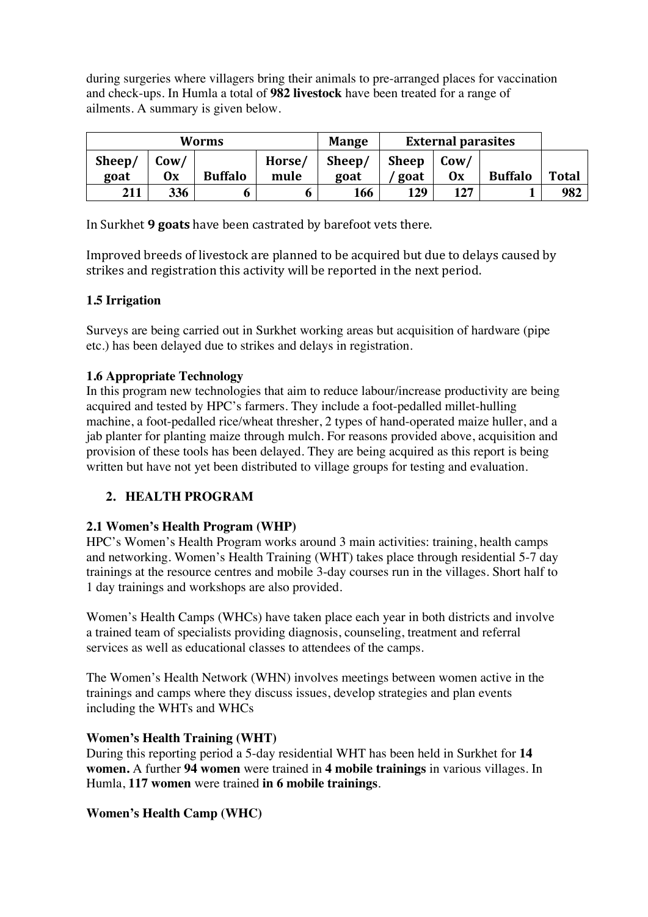during surgeries where villagers bring their animals to pre-arranged places for vaccination and check-ups. In Humla a total of **982 livestock** have been treated for a range of ailments. A summary is given below.

| Worms | | | | Mange | External parasites | | | |
|---|---|---|---|---|---|---|---|---|
| Sheep/ goat | Cow/ Ox | Buffalo | Horse/ mule | Sheep/ goat | Sheep / goat | Cow/ Ox | Buffalo | Total |
| 211 | 336 | 6 | 6 | 166 | 129 | 127 | 1 | 982 |

In Surkhet **9 goats** have been castrated by barefoot vets there.

Improved breeds of livestock are planned to be acquired but due to delays caused by strikes and registration this activity will be reported in the next period.

### 1.5 Irrigation

Surveys are being carried out in Surkhet working areas but acquisition of hardware (pipe etc.) has been delayed due to strikes and delays in registration.

### 1.6 Appropriate Technology

In this program new technologies that aim to reduce labour/increase productivity are being acquired and tested by HPC's farmers. They include a foot-pedalled millet-hulling machine, a foot-pedalled rice/wheat thresher, 2 types of hand-operated maize huller, and a jab planter for planting maize through mulch. For reasons provided above, acquisition and provision of these tools has been delayed. They are being acquired as this report is being written but have not yet been distributed to village groups for testing and evaluation.

## 2. HEALTH PROGRAM

### 2.1 Women's Health Program (WHP)

HPC's Women's Health Program works around 3 main activities: training, health camps and networking. Women's Health Training (WHT) takes place through residential 5-7 day trainings at the resource centres and mobile 3-day courses run in the villages. Short half to 1 day trainings and workshops are also provided.

Women's Health Camps (WHCs) have taken place each year in both districts and involve a trained team of specialists providing diagnosis, counseling, treatment and referral services as well as educational classes to attendees of the camps.

The Women's Health Network (WHN) involves meetings between women active in the trainings and camps where they discuss issues, develop strategies and plan events including the WHTs and WHCs

#### Women's Health Training (WHT)

During this reporting period a 5-day residential WHT has been held in Surkhet for **14 women.** A further **94 women** were trained in **4 mobile trainings** in various villages. In Humla, **117 women** were trained **in 6 mobile trainings**.

#### Women's Health Camp (WHC)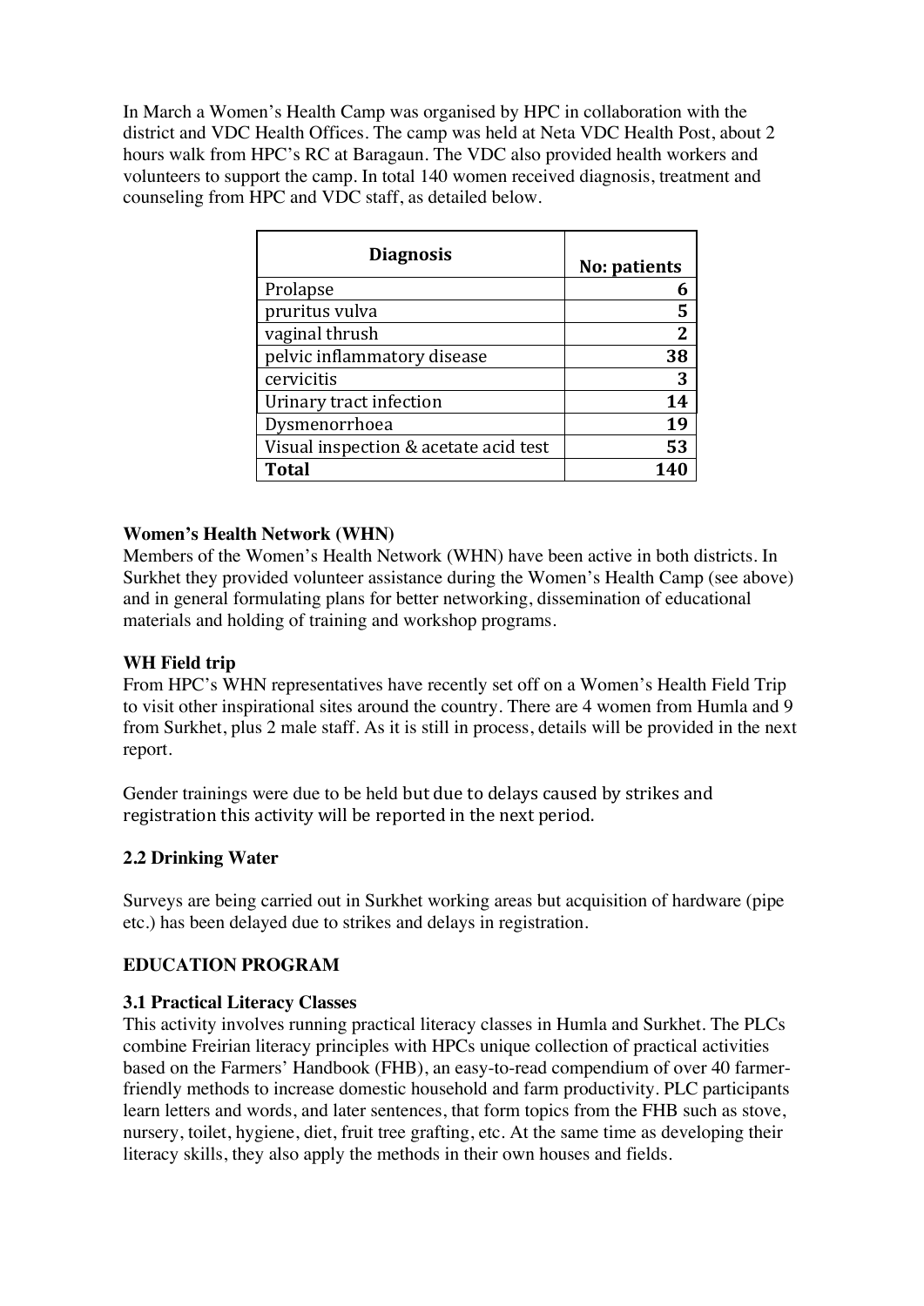In March a Women's Health Camp was organised by HPC in collaboration with the district and VDC Health Offices. The camp was held at Neta VDC Health Post, about 2 hours walk from HPC's RC at Baragaun. The VDC also provided health workers and volunteers to support the camp. In total 140 women received diagnosis, treatment and counseling from HPC and VDC staff, as detailed below.

| Diagnosis | No: patients |
|---|---|
| Prolapse | 6 |
| pruritus vulva | 5 |
| vaginal thrush | 2 |
| pelvic inflammatory disease | 38 |
| cervicitis | 3 |
| Urinary tract infection | 14 |
| Dysmenorrhoea | 19 |
| Visual inspection & acetate acid test | 53 |
| **Total** | **140** |

**Women's Health Network (WHN)**

Members of the Women's Health Network (WHN) have been active in both districts. In Surkhet they provided volunteer assistance during the Women's Health Camp (see above) and in general formulating plans for better networking, dissemination of educational materials and holding of training and workshop programs.

**WH Field trip**

From HPC's WHN representatives have recently set off on a Women's Health Field Trip to visit other inspirational sites around the country. There are 4 women from Humla and 9 from Surkhet, plus 2 male staff. As it is still in process, details will be provided in the next report.

Gender trainings were due to be held but due to delays caused by strikes and registration this activity will be reported in the next period.

**2.2 Drinking Water**

Surveys are being carried out in Surkhet working areas but acquisition of hardware (pipe etc.) has been delayed due to strikes and delays in registration.

**EDUCATION PROGRAM**

**3.1 Practical Literacy Classes**

This activity involves running practical literacy classes in Humla and Surkhet. The PLCs combine Freirian literacy principles with HPCs unique collection of practical activities based on the Farmers' Handbook (FHB), an easy-to-read compendium of over 40 farmer-friendly methods to increase domestic household and farm productivity. PLC participants learn letters and words, and later sentences, that form topics from the FHB such as stove, nursery, toilet, hygiene, diet, fruit tree grafting, etc. At the same time as developing their literacy skills, they also apply the methods in their own houses and fields.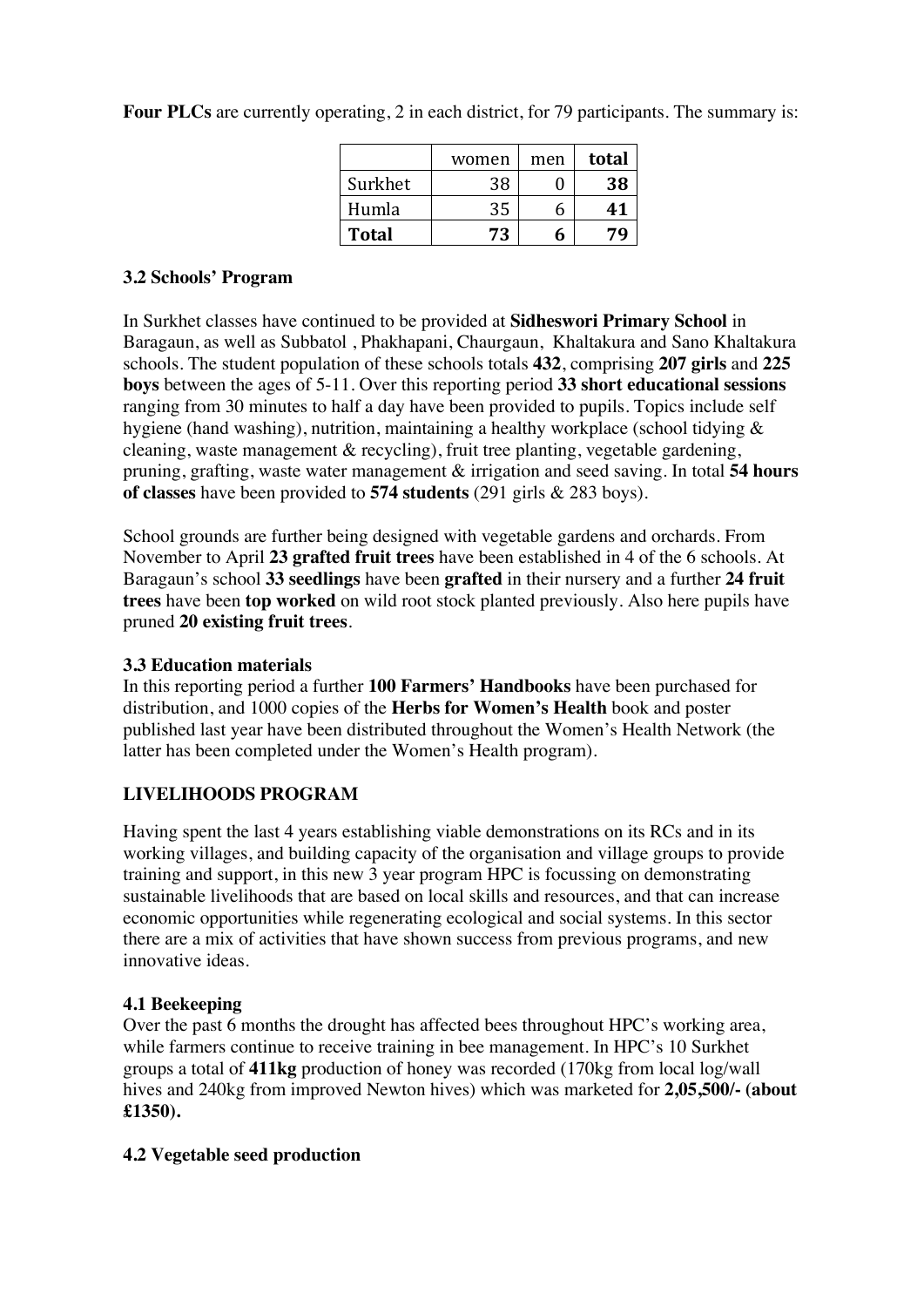**Four PLCs** are currently operating, 2 in each district, for 79 participants. The summary is:

| | women | men | **total** |
|---|---|---|---|
| Surkhet | 38 | 0 | **38** |
| Humla | 35 | 6 | **41** |
| **Total** | **73** | **6** | **79** |

### 3.2 Schools' Program

In Surkhet classes have continued to be provided at **Sidheswori Primary School** in Baragaun, as well as Subbatol , Phakhapani, Chaurgaun, Khaltakura and Sano Khaltakura schools. The student population of these schools totals **432**, comprising **207 girls** and **225 boys** between the ages of 5-11. Over this reporting period **33 short educational sessions** ranging from 30 minutes to half a day have been provided to pupils. Topics include self hygiene (hand washing), nutrition, maintaining a healthy workplace (school tidying & cleaning, waste management & recycling), fruit tree planting, vegetable gardening, pruning, grafting, waste water management & irrigation and seed saving. In total **54 hours of classes** have been provided to **574 students** (291 girls & 283 boys).

School grounds are further being designed with vegetable gardens and orchards. From November to April **23 grafted fruit trees** have been established in 4 of the 6 schools. At Baragaun's school **33 seedlings** have been **grafted** in their nursery and a further **24 fruit trees** have been **top worked** on wild root stock planted previously. Also here pupils have pruned **20 existing fruit trees**.

### 3.3 Education materials

In this reporting period a further **100 Farmers' Handbooks** have been purchased for distribution, and 1000 copies of the **Herbs for Women's Health** book and poster published last year have been distributed throughout the Women's Health Network (the latter has been completed under the Women's Health program).

## LIVELIHOODS PROGRAM

Having spent the last 4 years establishing viable demonstrations on its RCs and in its working villages, and building capacity of the organisation and village groups to provide training and support, in this new 3 year program HPC is focussing on demonstrating sustainable livelihoods that are based on local skills and resources, and that can increase economic opportunities while regenerating ecological and social systems. In this sector there are a mix of activities that have shown success from previous programs, and new innovative ideas.

### 4.1 Beekeeping

Over the past 6 months the drought has affected bees throughout HPC's working area, while farmers continue to receive training in bee management. In HPC's 10 Surkhet groups a total of **411kg** production of honey was recorded (170kg from local log/wall hives and 240kg from improved Newton hives) which was marketed for **2,05,500/- (about £1350).**

### 4.2 Vegetable seed production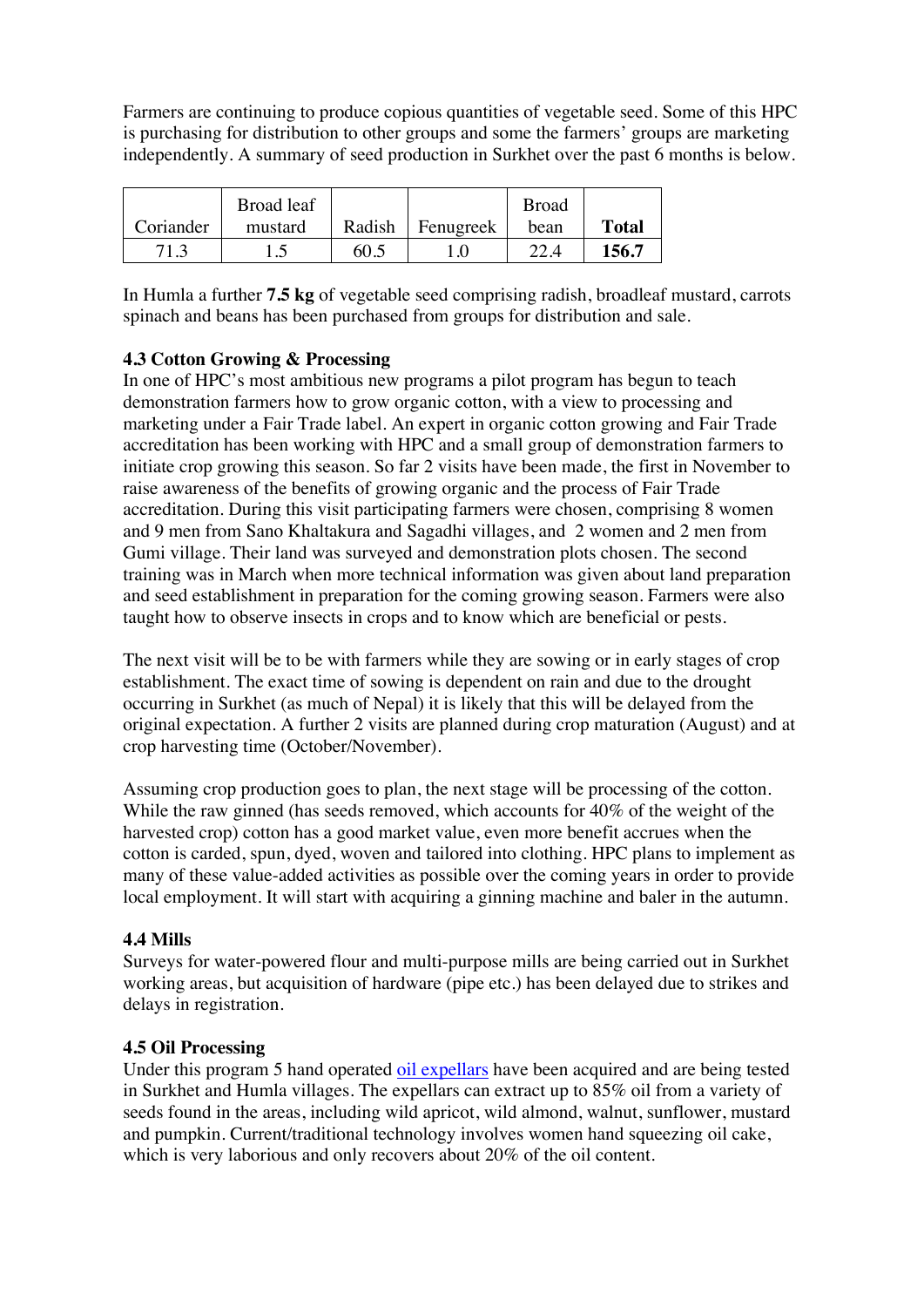Farmers are continuing to produce copious quantities of vegetable seed. Some of this HPC is purchasing for distribution to other groups and some the farmers' groups are marketing independently. A summary of seed production in Surkhet over the past 6 months is below.

| Coriander | Broad leaf mustard | Radish | Fenugreek | Broad bean | **Total** |
|---|---|---|---|---|---|
| 71.3 | 1.5 | 60.5 | 1.0 | 22.4 | **156.7** |

In Humla a further **7.5 kg** of vegetable seed comprising radish, broadleaf mustard, carrots spinach and beans has been purchased from groups for distribution and sale.

### 4.3 Cotton Growing & Processing

In one of HPC's most ambitious new programs a pilot program has begun to teach demonstration farmers how to grow organic cotton, with a view to processing and marketing under a Fair Trade label. An expert in organic cotton growing and Fair Trade accreditation has been working with HPC and a small group of demonstration farmers to initiate crop growing this season. So far 2 visits have been made, the first in November to raise awareness of the benefits of growing organic and the process of Fair Trade accreditation. During this visit participating farmers were chosen, comprising 8 women and 9 men from Sano Khaltakura and Sagadhi villages, and 2 women and 2 men from Gumi village. Their land was surveyed and demonstration plots chosen. The second training was in March when more technical information was given about land preparation and seed establishment in preparation for the coming growing season. Farmers were also taught how to observe insects in crops and to know which are beneficial or pests.

The next visit will be to be with farmers while they are sowing or in early stages of crop establishment. The exact time of sowing is dependent on rain and due to the drought occurring in Surkhet (as much of Nepal) it is likely that this will be delayed from the original expectation. A further 2 visits are planned during crop maturation (August) and at crop harvesting time (October/November).

Assuming crop production goes to plan, the next stage will be processing of the cotton. While the raw ginned (has seeds removed, which accounts for 40% of the weight of the harvested crop) cotton has a good market value, even more benefit accrues when the cotton is carded, spun, dyed, woven and tailored into clothing. HPC plans to implement as many of these value-added activities as possible over the coming years in order to provide local employment. It will start with acquiring a ginning machine and baler in the autumn.

### 4.4 Mills

Surveys for water-powered flour and multi-purpose mills are being carried out in Surkhet working areas, but acquisition of hardware (pipe etc.) has been delayed due to strikes and delays in registration.

### 4.5 Oil Processing

Under this program 5 hand operated oil expellars have been acquired and are being tested in Surkhet and Humla villages. The expellars can extract up to 85% oil from a variety of seeds found in the areas, including wild apricot, wild almond, walnut, sunflower, mustard and pumpkin. Current/traditional technology involves women hand squeezing oil cake, which is very laborious and only recovers about 20% of the oil content.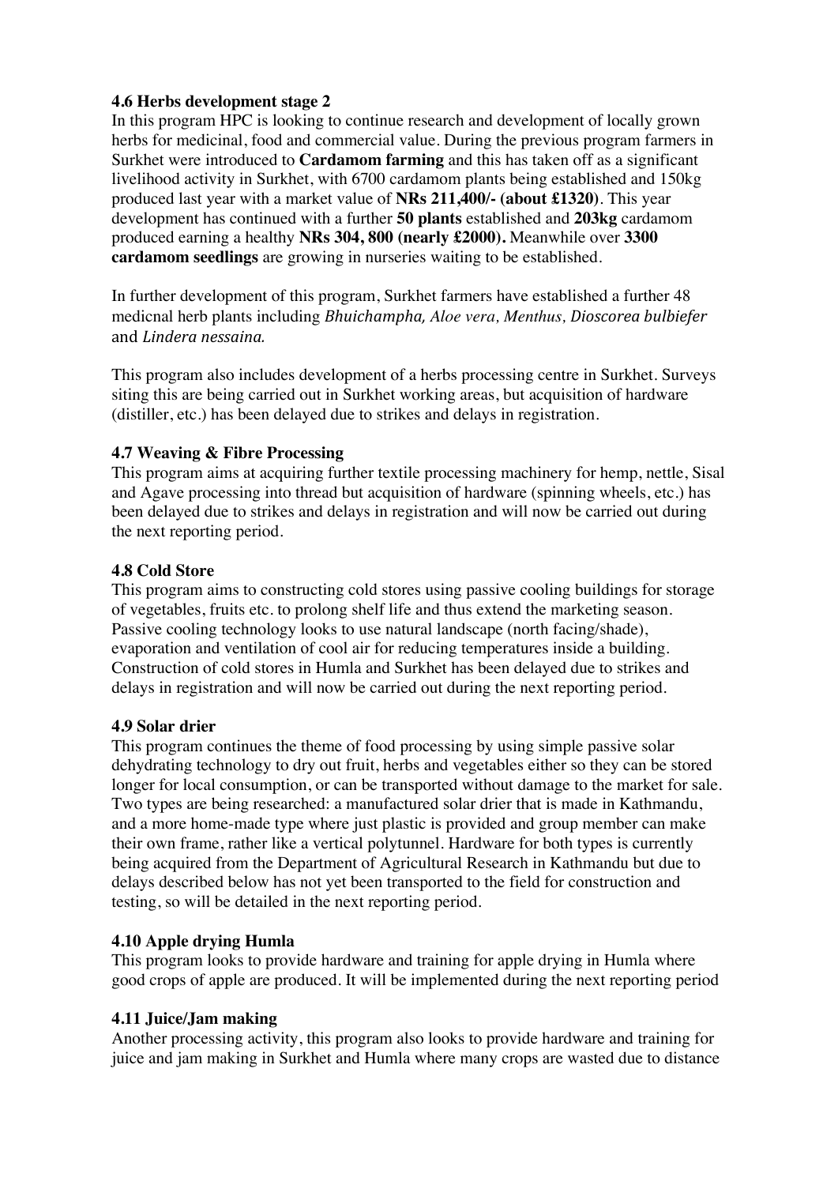### 4.6 Herbs development stage 2

In this program HPC is looking to continue research and development of locally grown herbs for medicinal, food and commercial value. During the previous program farmers in Surkhet were introduced to **Cardamom farming** and this has taken off as a significant livelihood activity in Surkhet, with 6700 cardamom plants being established and 150kg produced last year with a market value of **NRs 211,400/- (about £1320)**. This year development has continued with a further **50 plants** established and **203kg** cardamom produced earning a healthy **NRs 304, 800 (nearly £2000).** Meanwhile over **3300 cardamom seedlings** are growing in nurseries waiting to be established.

In further development of this program, Surkhet farmers have established a further 48 medicnal herb plants including *Bhuichampha, Aloe vera, Menthus, Dioscorea bulbiefer* and *Lindera nessaina.*

This program also includes development of a herbs processing centre in Surkhet. Surveys siting this are being carried out in Surkhet working areas, but acquisition of hardware (distiller, etc.) has been delayed due to strikes and delays in registration.

### 4.7 Weaving & Fibre Processing

This program aims at acquiring further textile processing machinery for hemp, nettle, Sisal and Agave processing into thread but acquisition of hardware (spinning wheels, etc.) has been delayed due to strikes and delays in registration and will now be carried out during the next reporting period.

### 4.8 Cold Store

This program aims to constructing cold stores using passive cooling buildings for storage of vegetables, fruits etc. to prolong shelf life and thus extend the marketing season. Passive cooling technology looks to use natural landscape (north facing/shade), evaporation and ventilation of cool air for reducing temperatures inside a building. Construction of cold stores in Humla and Surkhet has been delayed due to strikes and delays in registration and will now be carried out during the next reporting period.

### 4.9 Solar drier

This program continues the theme of food processing by using simple passive solar dehydrating technology to dry out fruit, herbs and vegetables either so they can be stored longer for local consumption, or can be transported without damage to the market for sale. Two types are being researched: a manufactured solar drier that is made in Kathmandu, and a more home-made type where just plastic is provided and group member can make their own frame, rather like a vertical polytunnel. Hardware for both types is currently being acquired from the Department of Agricultural Research in Kathmandu but due to delays described below has not yet been transported to the field for construction and testing, so will be detailed in the next reporting period.

### 4.10 Apple drying Humla

This program looks to provide hardware and training for apple drying in Humla where good crops of apple are produced. It will be implemented during the next reporting period

### 4.11 Juice/Jam making

Another processing activity, this program also looks to provide hardware and training for juice and jam making in Surkhet and Humla where many crops are wasted due to distance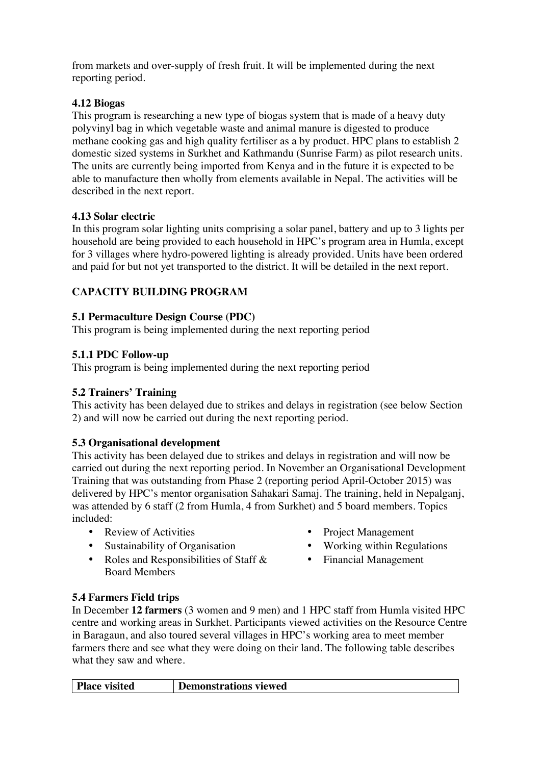from markets and over-supply of fresh fruit. It will be implemented during the next reporting period.

### 4.12 Biogas

This program is researching a new type of biogas system that is made of a heavy duty polyvinyl bag in which vegetable waste and animal manure is digested to produce methane cooking gas and high quality fertiliser as a by product. HPC plans to establish 2 domestic sized systems in Surkhet and Kathmandu (Sunrise Farm) as pilot research units. The units are currently being imported from Kenya and in the future it is expected to be able to manufacture then wholly from elements available in Nepal. The activities will be described in the next report.

### 4.13 Solar electric

In this program solar lighting units comprising a solar panel, battery and up to 3 lights per household are being provided to each household in HPC's program area in Humla, except for 3 villages where hydro-powered lighting is already provided. Units have been ordered and paid for but not yet transported to the district. It will be detailed in the next report.

## CAPACITY BUILDING PROGRAM

### 5.1 Permaculture Design Course (PDC)

This program is being implemented during the next reporting period

### 5.1.1 PDC Follow-up

This program is being implemented during the next reporting period

### 5.2 Trainers' Training

This activity has been delayed due to strikes and delays in registration (see below Section 2) and will now be carried out during the next reporting period.

### 5.3 Organisational development

This activity has been delayed due to strikes and delays in registration and will now be carried out during the next reporting period. In November an Organisational Development Training that was outstanding from Phase 2 (reporting period April-October 2015) was delivered by HPC's mentor organisation Sahakari Samaj. The training, held in Nepalganj, was attended by 6 staff (2 from Humla, 4 from Surkhet) and 5 board members. Topics included:

- Review of Activities
- Sustainability of Organisation
- Roles and Responsibilities of Staff & Board Members
- Project Management
- Working within Regulations
- Financial Management

### 5.4 Farmers Field trips

In December **12 farmers** (3 women and 9 men) and 1 HPC staff from Humla visited HPC centre and working areas in Surkhet. Participants viewed activities on the Resource Centre in Baragaun, and also toured several villages in HPC's working area to meet member farmers there and see what they were doing on their land. The following table describes what they saw and where.

| Place visited | Demonstrations viewed |
|---|---|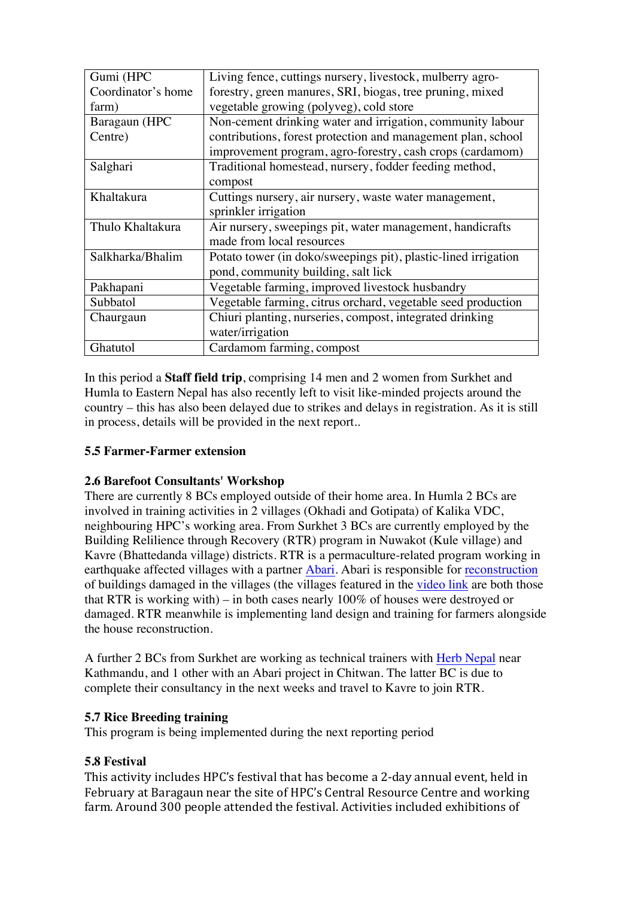| Gumi (HPC Coordinator's home farm) | Living fence, cuttings nursery, livestock, mulberry agro-forestry, green manures, SRI, biogas, tree pruning, mixed vegetable growing (polyveg), cold store |
|---|---|
| Baragaun (HPC Centre) | Non-cement drinking water and irrigation, community labour contributions, forest protection and management plan, school improvement program, agro-forestry, cash crops (cardamom) |
| Salghari | Traditional homestead, nursery, fodder feeding method, compost |
| Khaltakura | Cuttings nursery, air nursery, waste water management, sprinkler irrigation |
| Thulo Khaltakura | Air nursery, sweepings pit, water management, handicrafts made from local resources |
| Salkharka/Bhalim | Potato tower (in doko/sweepings pit), plastic-lined irrigation pond, community building, salt lick |
| Pakhapani | Vegetable farming, improved livestock husbandry |
| Subbatol | Vegetable farming, citrus orchard, vegetable seed production |
| Chaurgaun | Chiuri planting, nurseries, compost, integrated drinking water/irrigation |
| Ghatutol | Cardamom farming, compost |

In this period a **Staff field trip**, comprising 14 men and 2 women from Surkhet and Humla to Eastern Nepal has also recently left to visit like-minded projects around the country – this has also been delayed due to strikes and delays in registration. As it is still in process, details will be provided in the next report..

### 5.5 Farmer-Farmer extension

### 2.6 Barefoot Consultants' Workshop

There are currently 8 BCs employed outside of their home area. In Humla 2 BCs are involved in training activities in 2 villages (Okhadi and Gotipata) of Kalika VDC, neighbouring HPC's working area. From Surkhet 3 BCs are currently employed by the Building Relilience through Recovery (RTR) program in Nuwakot (Kule village) and Kavre (Bhattedanda village) districts. RTR is a permaculture-related program working in earthquake affected villages with a partner Abari. Abari is responsible for reconstruction of buildings damaged in the villages (the villages featured in the video link are both those that RTR is working with) – in both cases nearly 100% of houses were destroyed or damaged. RTR meanwhile is implementing land design and training for farmers alongside the house reconstruction.

A further 2 BCs from Surkhet are working as technical trainers with Herb Nepal near Kathmandu, and 1 other with an Abari project in Chitwan. The latter BC is due to complete their consultancy in the next weeks and travel to Kavre to join RTR.

### 5.7 Rice Breeding training

This program is being implemented during the next reporting period

### 5.8 Festival

This activity includes HPC's festival that has become a 2-day annual event, held in February at Baragaun near the site of HPC's Central Resource Centre and working farm. Around 300 people attended the festival. Activities included exhibitions of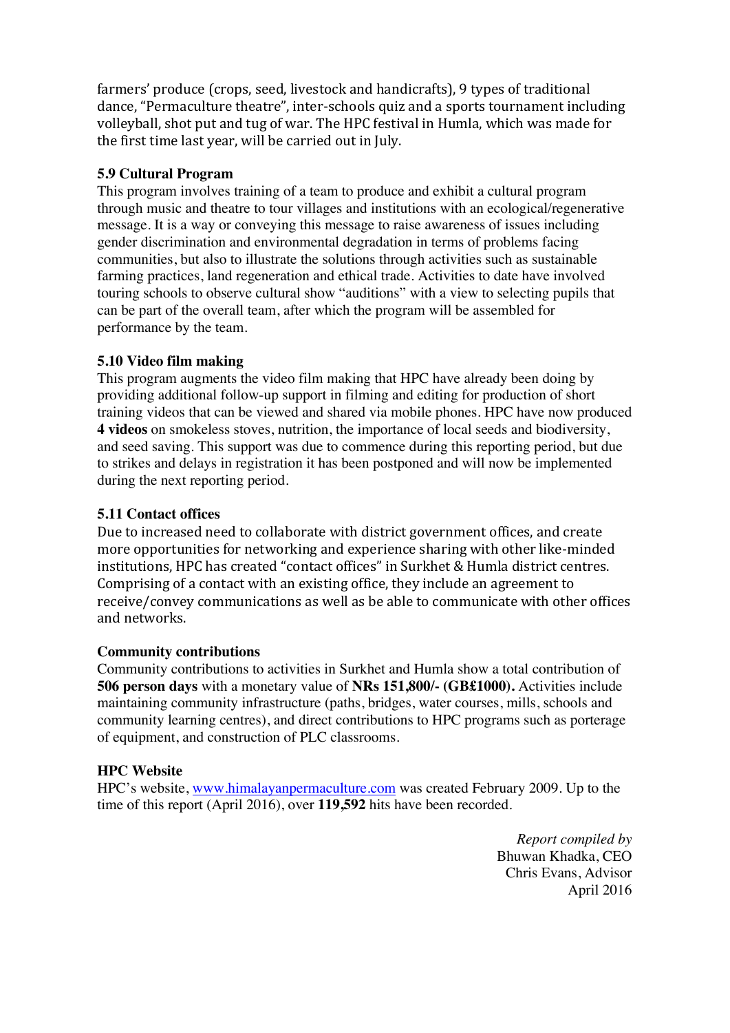farmers' produce (crops, seed, livestock and handicrafts), 9 types of traditional dance, "Permaculture theatre", inter-schools quiz and a sports tournament including volleyball, shot put and tug of war. The HPC festival in Humla, which was made for the first time last year, will be carried out in July.

### 5.9 Cultural Program

This program involves training of a team to produce and exhibit a cultural program through music and theatre to tour villages and institutions with an ecological/regenerative message. It is a way or conveying this message to raise awareness of issues including gender discrimination and environmental degradation in terms of problems facing communities, but also to illustrate the solutions through activities such as sustainable farming practices, land regeneration and ethical trade. Activities to date have involved touring schools to observe cultural show "auditions" with a view to selecting pupils that can be part of the overall team, after which the program will be assembled for performance by the team.

### 5.10 Video film making

This program augments the video film making that HPC have already been doing by providing additional follow-up support in filming and editing for production of short training videos that can be viewed and shared via mobile phones. HPC have now produced **4 videos** on smokeless stoves, nutrition, the importance of local seeds and biodiversity, and seed saving. This support was due to commence during this reporting period, but due to strikes and delays in registration it has been postponed and will now be implemented during the next reporting period.

### 5.11 Contact offices

Due to increased need to collaborate with district government offices, and create more opportunities for networking and experience sharing with other like-minded institutions, HPC has created "contact offices" in Surkhet & Humla district centres. Comprising of a contact with an existing office, they include an agreement to receive/convey communications as well as be able to communicate with other offices and networks.

### Community contributions

Community contributions to activities in Surkhet and Humla show a total contribution of **506 person days** with a monetary value of **NRs 151,800/- (GB£1000).** Activities include maintaining community infrastructure (paths, bridges, water courses, mills, schools and community learning centres), and direct contributions to HPC programs such as porterage of equipment, and construction of PLC classrooms.

### HPC Website

HPC's website, [www.himalayanpermaculture.com](http://www.himalayanpermaculture.com) was created February 2009. Up to the time of this report (April 2016), over **119,592** hits have been recorded.

*Report compiled by*
Bhuwan Khadka, CEO
Chris Evans, Advisor
April 2016